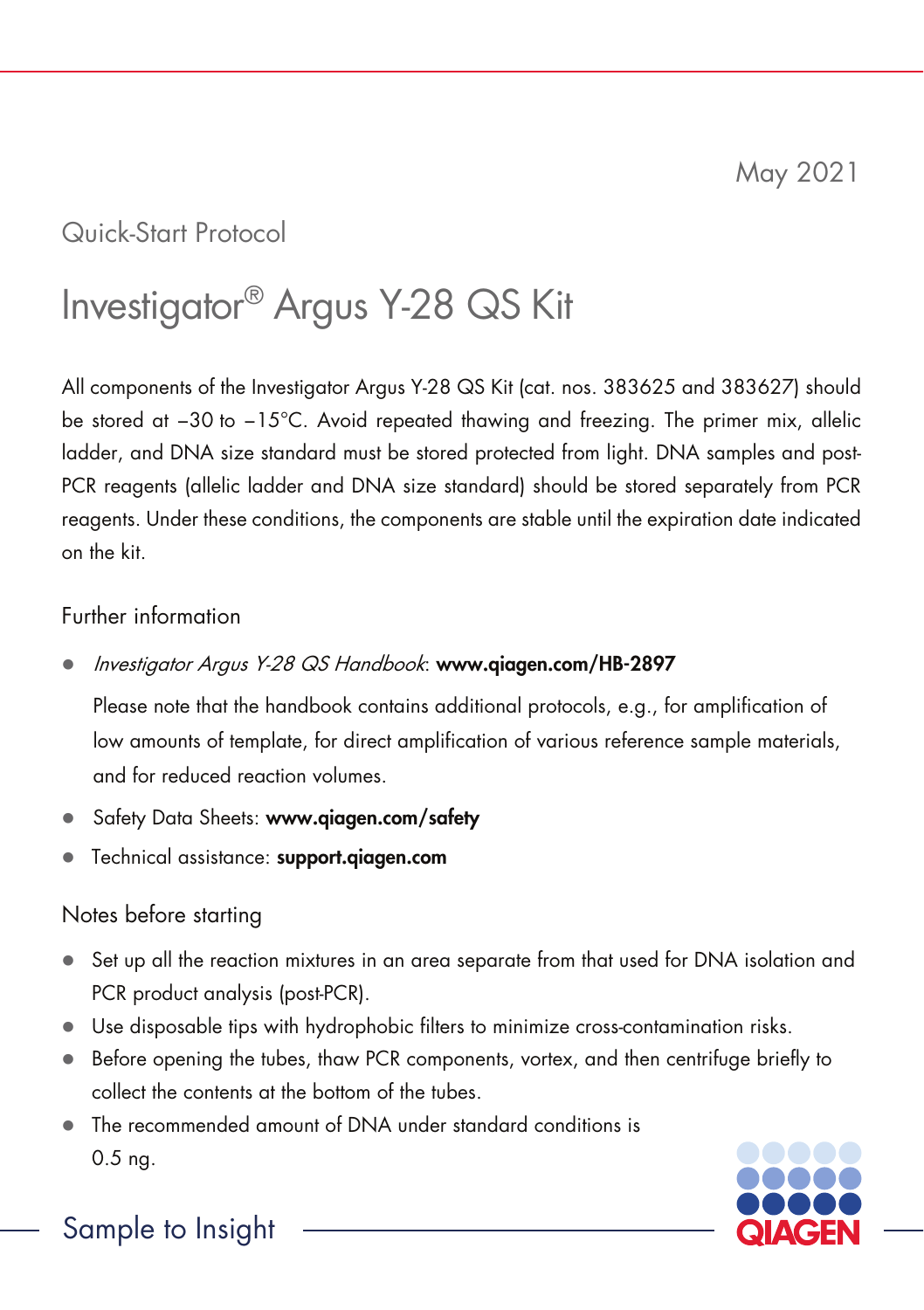May 2021

Quick-Start Protocol

# Investigator® Argus Y-28 QS Kit

All components of the Investigator Argus Y-28 QS Kit (cat. nos. 383625 and 383627) should be stored at −30 to −15°C. Avoid repeated thawing and freezing. The primer mix, allelic ladder, and DNA size standard must be stored protected from light. DNA samples and post-PCR reagents (allelic ladder and DNA size standard) should be stored separately from PCR reagents. Under these conditions, the components are stable until the expiration date indicated on the kit.

## Further information

- *Investigator Argus Y-28 QS Handbook*: **www.qiagen.com/HB-2897**

  Please note that the handbook contains additional protocols, e.g., for amplification of low amounts of template, for direct amplification of various reference sample materials, and for reduced reaction volumes.

- Safety Data Sheets: **www.qiagen.com/safety**
- Technical assistance: **support.qiagen.com**

## Notes before starting

- Set up all the reaction mixtures in an area separate from that used for DNA isolation and PCR product analysis (post-PCR).
- Use disposable tips with hydrophobic filters to minimize cross-contamination risks.
- Before opening the tubes, thaw PCR components, vortex, and then centrifuge briefly to collect the contents at the bottom of the tubes.
- The recommended amount of DNA under standard conditions is 0.5 ng.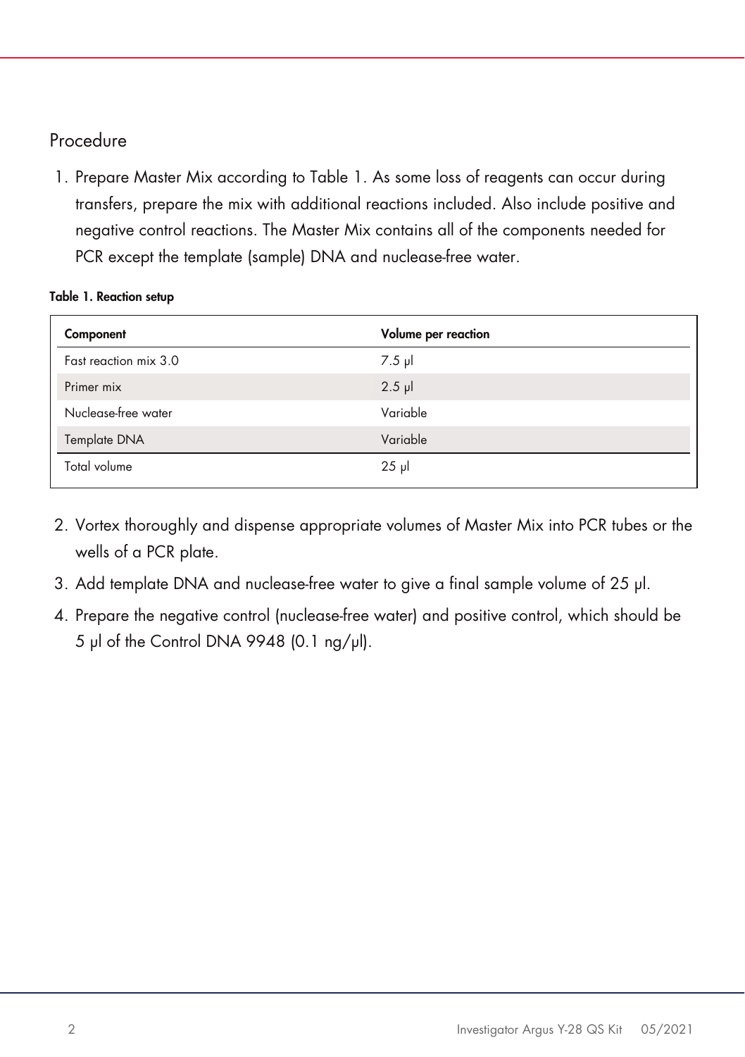## Procedure

1. Prepare Master Mix according to Table 1. As some loss of reagents can occur during transfers, prepare the mix with additional reactions included. Also include positive and negative control reactions. The Master Mix contains all of the components needed for PCR except the template (sample) DNA and nuclease-free water.

**Table 1. Reaction setup**

| Component | Volume per reaction |
|---|---|
| Fast reaction mix 3.0 | 7.5 µl |
| Primer mix | 2.5 µl |
| Nuclease-free water | Variable |
| Template DNA | Variable |
| Total volume | 25 µl |

2. Vortex thoroughly and dispense appropriate volumes of Master Mix into PCR tubes or the wells of a PCR plate.
3. Add template DNA and nuclease-free water to give a final sample volume of 25 µl.
4. Prepare the negative control (nuclease-free water) and positive control, which should be 5 µl of the Control DNA 9948 (0.1 ng/µl).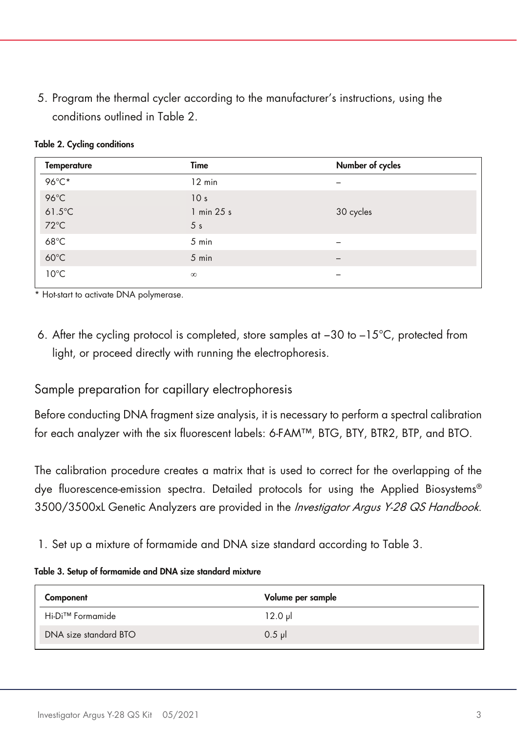5. Program the thermal cycler according to the manufacturer's instructions, using the conditions outlined in Table 2.

**Table 2. Cycling conditions**

| Temperature | Time | Number of cycles |
|---|---|---|
| 96°C* | 12 min | – |
| 96°C<br>61.5°C<br>72°C | 10 s<br>1 min 25 s<br>5 s | 30 cycles |
| 68°C | 5 min | – |
| 60°C | 5 min | – |
| 10°C | ∞ | – |

\* Hot-start to activate DNA polymerase.

6. After the cycling protocol is completed, store samples at –30 to –15°C, protected from light, or proceed directly with running the electrophoresis.

## Sample preparation for capillary electrophoresis

Before conducting DNA fragment size analysis, it is necessary to perform a spectral calibration for each analyzer with the six fluorescent labels: 6-FAM™, BTG, BTY, BTR2, BTP, and BTO.

The calibration procedure creates a matrix that is used to correct for the overlapping of the dye fluorescence-emission spectra. Detailed protocols for using the Applied Biosystems® 3500/3500xL Genetic Analyzers are provided in the *Investigator Argus Y-28 QS Handbook*.

1. Set up a mixture of formamide and DNA size standard according to Table 3.

**Table 3. Setup of formamide and DNA size standard mixture**

| Component | Volume per sample |
|---|---|
| Hi-Di™ Formamide | 12.0 µl |
| DNA size standard BTO | 0.5 µl |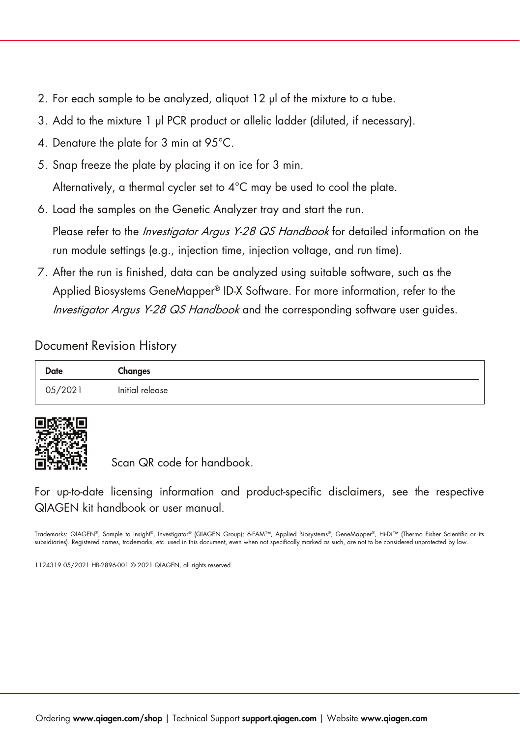2. For each sample to be analyzed, aliquot 12 µl of the mixture to a tube.
3. Add to the mixture 1 µl PCR product or allelic ladder (diluted, if necessary).
4. Denature the plate for 3 min at 95°C.
5. Snap freeze the plate by placing it on ice for 3 min.

   Alternatively, a thermal cycler set to 4°C may be used to cool the plate.
6. Load the samples on the Genetic Analyzer tray and start the run.

   Please refer to the *Investigator Argus Y-28 QS Handbook* for detailed information on the run module settings (e.g., injection time, injection voltage, and run time).
7. After the run is finished, data can be analyzed using suitable software, such as the Applied Biosystems GeneMapper® ID-X Software. For more information, refer to the *Investigator Argus Y-28 QS Handbook* and the corresponding software user guides.

## Document Revision History

| Date | Changes |
|---|---|
| 05/2021 | Initial release |

Scan QR code for handbook.

For up-to-date licensing information and product-specific disclaimers, see the respective QIAGEN kit handbook or user manual.

Trademarks: QIAGEN®, Sample to Insight®, Investigator® (QIAGEN Group); 6-FAM™, Applied Biosystems®, GeneMapper®, Hi-Di™ (Thermo Fisher Scientific or its subsidiaries). Registered names, trademarks, etc. used in this document, even when not specifically marked as such, are not to be considered unprotected by law.

1124319 05/2021 HB-2896-001 © 2021 QIAGEN, all rights reserved.

Ordering **www.qiagen.com/shop** | Technical Support **support.qiagen.com** | Website **www.qiagen.com**